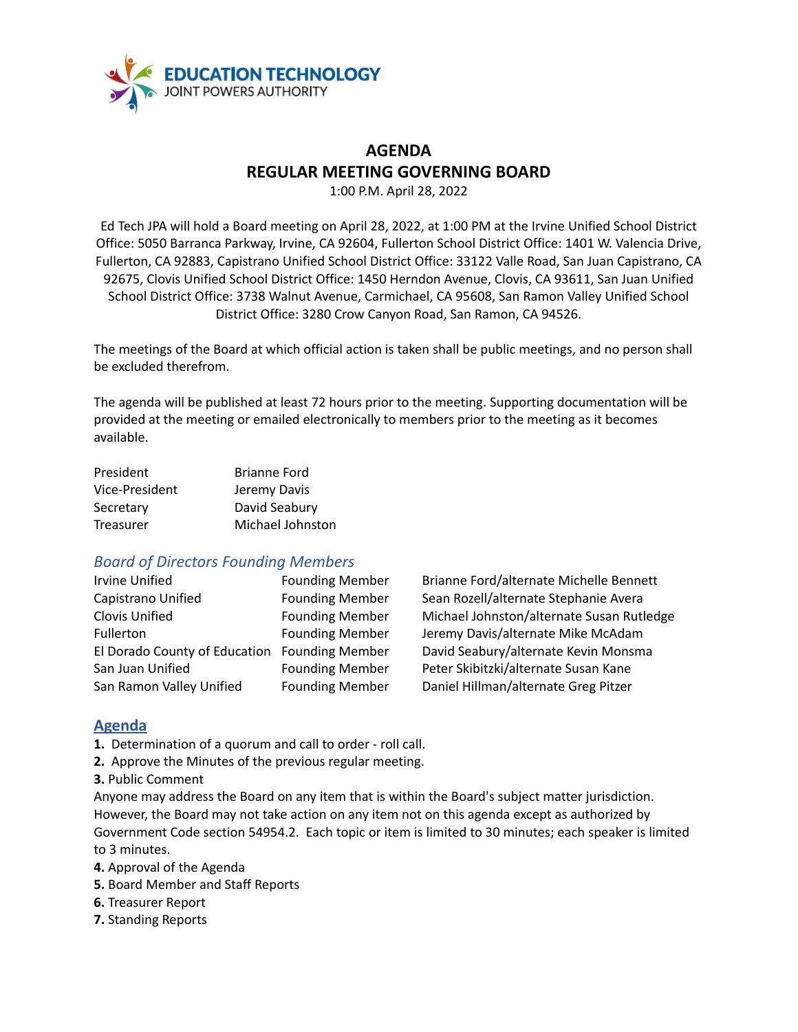**EDUCATION TECHNOLOGY**
JOINT POWERS AUTHORITY

# AGENDA
# REGULAR MEETING GOVERNING BOARD

1:00 P.M. April 28, 2022

Ed Tech JPA will hold a Board meeting on April 28, 2022, at 1:00 PM at the Irvine Unified School District Office: 5050 Barranca Parkway, Irvine, CA 92604, Fullerton School District Office: 1401 W. Valencia Drive, Fullerton, CA 92883, Capistrano Unified School District Office: 33122 Valle Road, San Juan Capistrano, CA 92675, Clovis Unified School District Office: 1450 Herndon Avenue, Clovis, CA 93611, San Juan Unified School District Office: 3738 Walnut Avenue, Carmichael, CA 95608, San Ramon Valley Unified School District Office: 3280 Crow Canyon Road, San Ramon, CA 94526.

The meetings of the Board at which official action is taken shall be public meetings, and no person shall be excluded therefrom.

The agenda will be published at least 72 hours prior to the meeting. Supporting documentation will be provided at the meeting or emailed electronically to members prior to the meeting as it becomes available.

| | |
|---|---|
| President | Brianne Ford |
| Vice-President | Jeremy Davis |
| Secretary | David Seabury |
| Treasurer | Michael Johnston |

## *Board of Directors Founding Members*

| | | |
|---|---|---|
| Irvine Unified | Founding Member | Brianne Ford/alternate Michelle Bennett |
| Capistrano Unified | Founding Member | Sean Rozell/alternate Stephanie Avera |
| Clovis Unified | Founding Member | Michael Johnston/alternate Susan Rutledge |
| Fullerton | Founding Member | Jeremy Davis/alternate Mike McAdam |
| El Dorado County of Education | Founding Member | David Seabury/alternate Kevin Monsma |
| San Juan Unified | Founding Member | Peter Skibitzki/alternate Susan Kane |
| San Ramon Valley Unified | Founding Member | Daniel Hillman/alternate Greg Pitzer |

## Agenda

**1.** Determination of a quorum and call to order - roll call.

**2.** Approve the Minutes of the previous regular meeting.

**3.** Public Comment

Anyone may address the Board on any item that is within the Board's subject matter jurisdiction. However, the Board may not take action on any item not on this agenda except as authorized by Government Code section 54954.2. Each topic or item is limited to 30 minutes; each speaker is limited to 3 minutes.

**4.** Approval of the Agenda

**5.** Board Member and Staff Reports

**6.** Treasurer Report

**7.** Standing Reports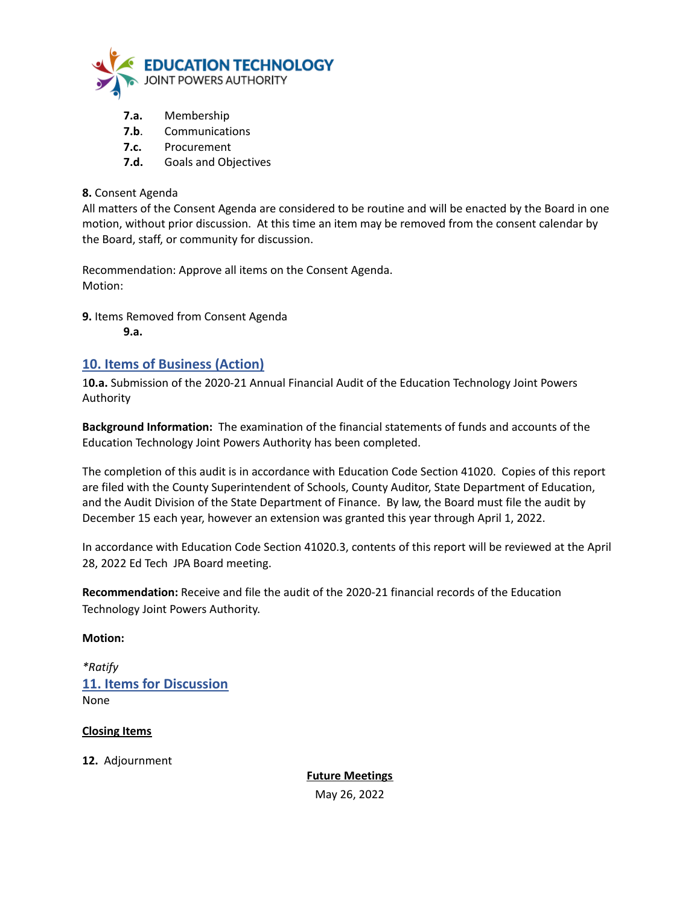**7.a.** Membership
**7.b**. Communications
**7.c.** Procurement
**7.d.** Goals and Objectives

**8.** Consent Agenda
All matters of the Consent Agenda are considered to be routine and will be enacted by the Board in one motion, without prior discussion. At this time an item may be removed from the consent calendar by the Board, staff, or community for discussion.

Recommendation: Approve all items on the Consent Agenda.
Motion:

**9.** Items Removed from Consent Agenda
**9.a.**

## 10. Items of Business (Action)

1**0.a.** Submission of the 2020-21 Annual Financial Audit of the Education Technology Joint Powers Authority

**Background Information:** The examination of the financial statements of funds and accounts of the Education Technology Joint Powers Authority has been completed.

The completion of this audit is in accordance with Education Code Section 41020. Copies of this report are filed with the County Superintendent of Schools, County Auditor, State Department of Education, and the Audit Division of the State Department of Finance. By law, the Board must file the audit by December 15 each year, however an extension was granted this year through April 1, 2022.

In accordance with Education Code Section 41020.3, contents of this report will be reviewed at the April 28, 2022 Ed Tech JPA Board meeting.

**Recommendation:** Receive and file the audit of the 2020-21 financial records of the Education Technology Joint Powers Authority.

**Motion:**

*\*Ratify*

## 11. Items for Discussion

None

**Closing Items**

**12.** Adjournment

**Future Meetings**
May 26, 2022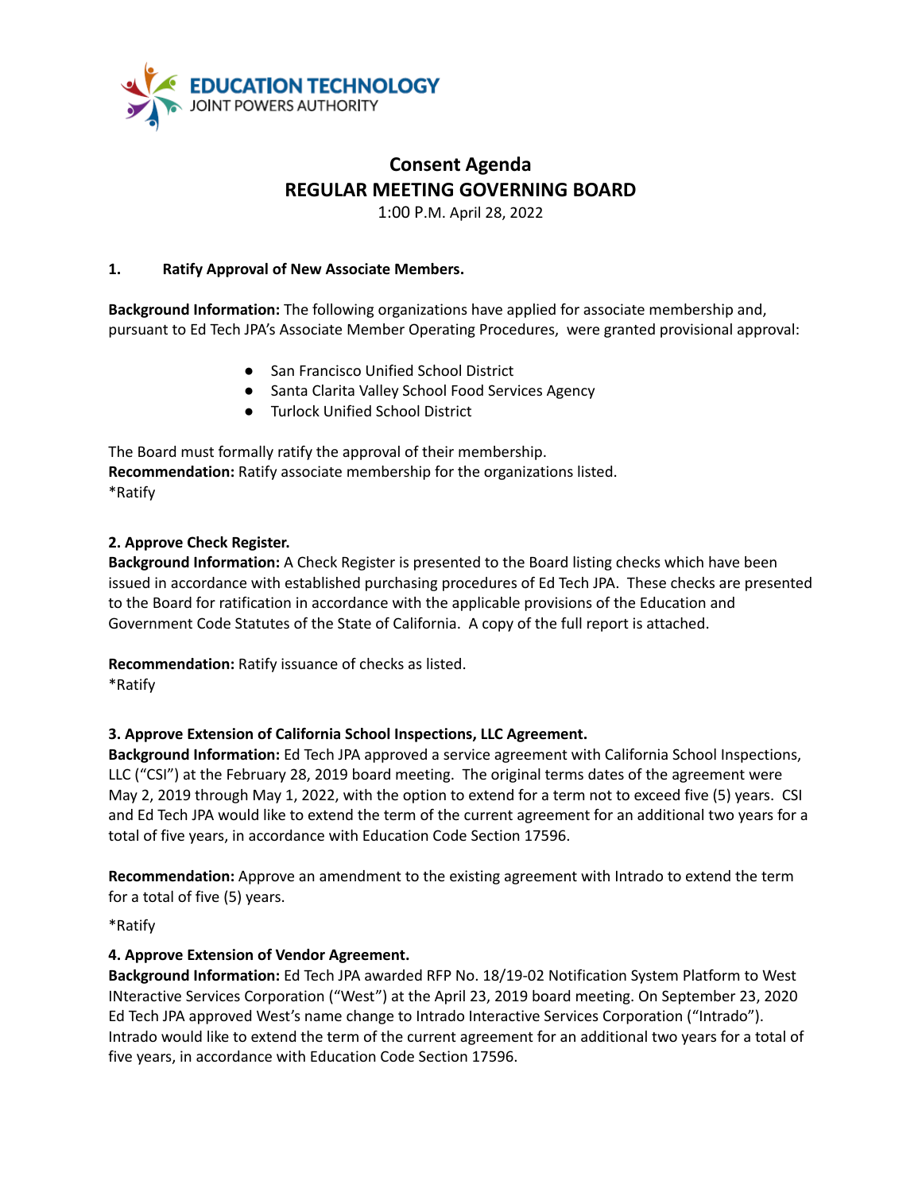**EDUCATION TECHNOLOGY**
JOINT POWERS AUTHORITY

# Consent Agenda
## REGULAR MEETING GOVERNING BOARD

1:00 P.M. April 28, 2022

**1. Ratify Approval of New Associate Members.**

**Background Information:** The following organizations have applied for associate membership and, pursuant to Ed Tech JPA's Associate Member Operating Procedures, were granted provisional approval:

- San Francisco Unified School District
- Santa Clarita Valley School Food Services Agency
- Turlock Unified School District

The Board must formally ratify the approval of their membership.
**Recommendation:** Ratify associate membership for the organizations listed.
*Ratify

**2. Approve Check Register.**
**Background Information:** A Check Register is presented to the Board listing checks which have been issued in accordance with established purchasing procedures of Ed Tech JPA. These checks are presented to the Board for ratification in accordance with the applicable provisions of the Education and Government Code Statutes of the State of California. A copy of the full report is attached.

**Recommendation:** Ratify issuance of checks as listed.
*Ratify

**3. Approve Extension of California School Inspections, LLC Agreement.**
**Background Information:** Ed Tech JPA approved a service agreement with California School Inspections, LLC ("CSI") at the February 28, 2019 board meeting. The original terms dates of the agreement were May 2, 2019 through May 1, 2022, with the option to extend for a term not to exceed five (5) years. CSI and Ed Tech JPA would like to extend the term of the current agreement for an additional two years for a total of five years, in accordance with Education Code Section 17596.

**Recommendation:** Approve an amendment to the existing agreement with Intrado to extend the term for a total of five (5) years.

*Ratify

**4. Approve Extension of Vendor Agreement.**
**Background Information:** Ed Tech JPA awarded RFP No. 18/19-02 Notification System Platform to West INteractive Services Corporation ("West") at the April 23, 2019 board meeting. On September 23, 2020 Ed Tech JPA approved West's name change to Intrado Interactive Services Corporation ("Intrado"). Intrado would like to extend the term of the current agreement for an additional two years for a total of five years, in accordance with Education Code Section 17596.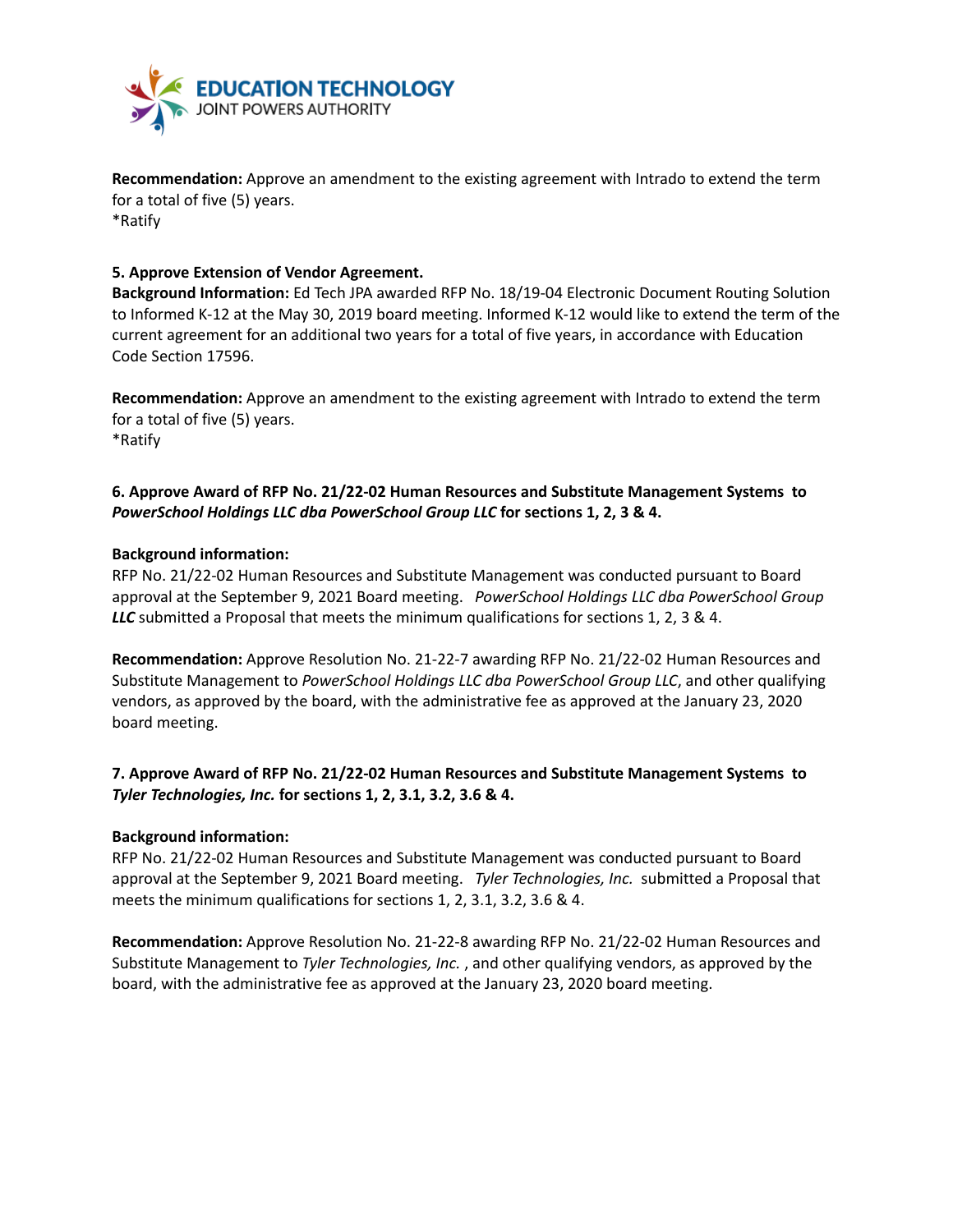**Recommendation:** Approve an amendment to the existing agreement with Intrado to extend the term for a total of five (5) years.
*Ratify

**5. Approve Extension of Vendor Agreement.**
**Background Information:** Ed Tech JPA awarded RFP No. 18/19-04 Electronic Document Routing Solution to Informed K-12 at the May 30, 2019 board meeting. Informed K-12 would like to extend the term of the current agreement for an additional two years for a total of five years, in accordance with Education Code Section 17596.

**Recommendation:** Approve an amendment to the existing agreement with Intrado to extend the term for a total of five (5) years.
*Ratify

**6. Approve Award of RFP No. 21/22-02 Human Resources and Substitute Management Systems to *PowerSchool Holdings LLC dba PowerSchool Group LLC* for sections 1, 2, 3 & 4.**

**Background information:**
RFP No. 21/22-02 Human Resources and Substitute Management was conducted pursuant to Board approval at the September 9, 2021 Board meeting. *PowerSchool Holdings LLC dba PowerSchool Group **LLC*** submitted a Proposal that meets the minimum qualifications for sections 1, 2, 3 & 4.

**Recommendation:** Approve Resolution No. 21-22-7 awarding RFP No. 21/22-02 Human Resources and Substitute Management to *PowerSchool Holdings LLC dba PowerSchool Group LLC*, and other qualifying vendors, as approved by the board, with the administrative fee as approved at the January 23, 2020 board meeting.

**7. Approve Award of RFP No. 21/22-02 Human Resources and Substitute Management Systems to *Tyler Technologies, Inc.* for sections 1, 2, 3.1, 3.2, 3.6 & 4.**

**Background information:**
RFP No. 21/22-02 Human Resources and Substitute Management was conducted pursuant to Board approval at the September 9, 2021 Board meeting. *Tyler Technologies, Inc.* submitted a Proposal that meets the minimum qualifications for sections 1, 2, 3.1, 3.2, 3.6 & 4.

**Recommendation:** Approve Resolution No. 21-22-8 awarding RFP No. 21/22-02 Human Resources and Substitute Management to *Tyler Technologies, Inc.* , and other qualifying vendors, as approved by the board, with the administrative fee as approved at the January 23, 2020 board meeting.